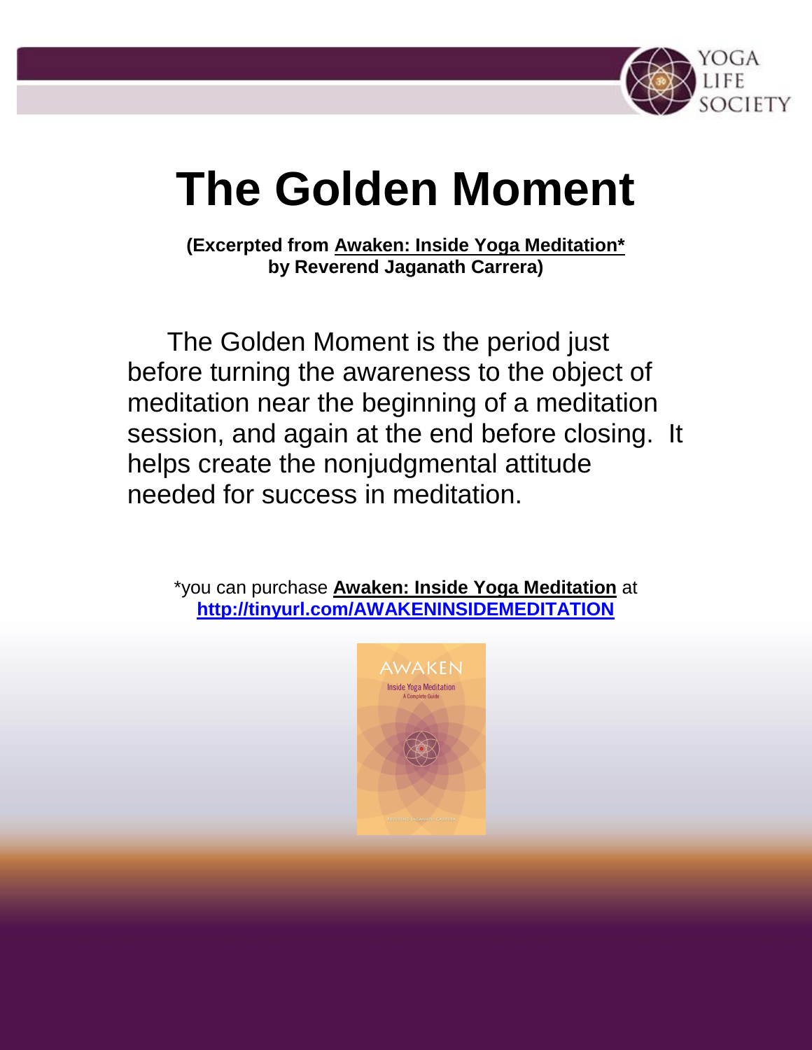# The Golden Moment

**(Excerpted from Awaken: Inside Yoga Meditation\***
**by Reverend Jaganath Carrera)**

The Golden Moment is the period just before turning the awareness to the object of meditation near the beginning of a meditation session, and again at the end before closing. It helps create the nonjudgmental attitude needed for success in meditation.

*you can purchase **Awaken: Inside Yoga Meditation** at **http://tinyurl.com/AWAKENINSIDEMEDITATION**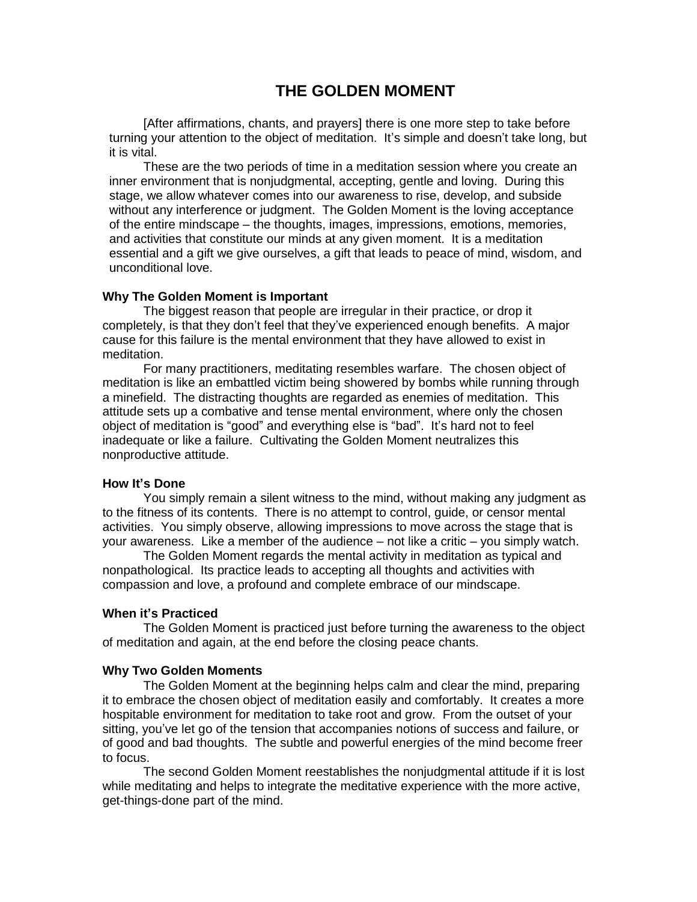# THE GOLDEN MOMENT

[After affirmations, chants, and prayers] there is one more step to take before turning your attention to the object of meditation. It's simple and doesn't take long, but it is vital.

These are the two periods of time in a meditation session where you create an inner environment that is nonjudgmental, accepting, gentle and loving. During this stage, we allow whatever comes into our awareness to rise, develop, and subside without any interference or judgment. The Golden Moment is the loving acceptance of the entire mindscape – the thoughts, images, impressions, emotions, memories, and activities that constitute our minds at any given moment. It is a meditation essential and a gift we give ourselves, a gift that leads to peace of mind, wisdom, and unconditional love.

**Why The Golden Moment is Important**

The biggest reason that people are irregular in their practice, or drop it completely, is that they don't feel that they've experienced enough benefits. A major cause for this failure is the mental environment that they have allowed to exist in meditation.

For many practitioners, meditating resembles warfare. The chosen object of meditation is like an embattled victim being showered by bombs while running through a minefield. The distracting thoughts are regarded as enemies of meditation. This attitude sets up a combative and tense mental environment, where only the chosen object of meditation is "good" and everything else is "bad". It's hard not to feel inadequate or like a failure. Cultivating the Golden Moment neutralizes this nonproductive attitude.

**How It's Done**

You simply remain a silent witness to the mind, without making any judgment as to the fitness of its contents. There is no attempt to control, guide, or censor mental activities. You simply observe, allowing impressions to move across the stage that is your awareness. Like a member of the audience – not like a critic – you simply watch.

The Golden Moment regards the mental activity in meditation as typical and nonpathological. Its practice leads to accepting all thoughts and activities with compassion and love, a profound and complete embrace of our mindscape.

**When it's Practiced**

The Golden Moment is practiced just before turning the awareness to the object of meditation and again, at the end before the closing peace chants.

**Why Two Golden Moments**

The Golden Moment at the beginning helps calm and clear the mind, preparing it to embrace the chosen object of meditation easily and comfortably. It creates a more hospitable environment for meditation to take root and grow. From the outset of your sitting, you've let go of the tension that accompanies notions of success and failure, or of good and bad thoughts. The subtle and powerful energies of the mind become freer to focus.

The second Golden Moment reestablishes the nonjudgmental attitude if it is lost while meditating and helps to integrate the meditative experience with the more active, get-things-done part of the mind.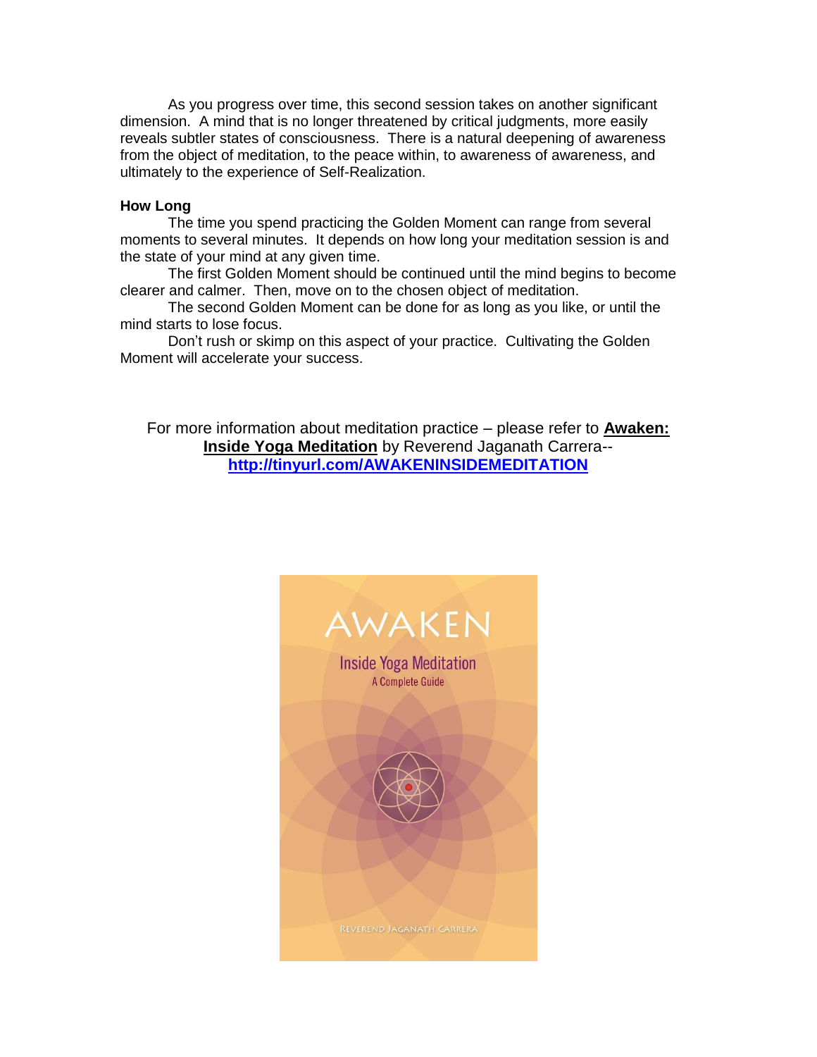As you progress over time, this second session takes on another significant dimension. A mind that is no longer threatened by critical judgments, more easily reveals subtler states of consciousness. There is a natural deepening of awareness from the object of meditation, to the peace within, to awareness of awareness, and ultimately to the experience of Self-Realization.

**How Long**

The time you spend practicing the Golden Moment can range from several moments to several minutes. It depends on how long your meditation session is and the state of your mind at any given time.

The first Golden Moment should be continued until the mind begins to become clearer and calmer. Then, move on to the chosen object of meditation.

The second Golden Moment can be done for as long as you like, or until the mind starts to lose focus.

Don't rush or skimp on this aspect of your practice. Cultivating the Golden Moment will accelerate your success.

For more information about meditation practice – please refer to **Awaken: Inside Yoga Meditation** by Reverend Jaganath Carrera-- **http://tinyurl.com/AWAKENINSIDEMEDITATION**